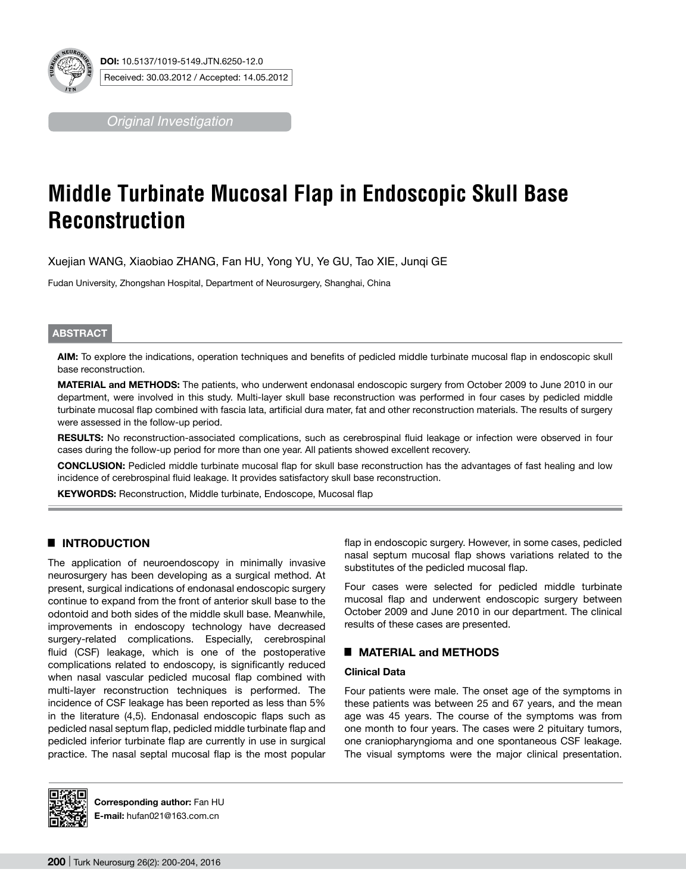**DOI:** 10.5137/1019-5149.JTN.6250-12.0

Received: 30.03.2012 / Accepted: 14.05.2012

*Original Investigation*

# Middle Turbinate Mucosal Flap in Endoscopic Skull Base Reconstruction

Xuejian WANG, Xiaobiao ZHANG, Fan HU, Yong YU, Ye GU, Tao XIE, Junqi GE

Fudan University, Zhongshan Hospital, Department of Neurosurgery, Shanghai, China

## ABSTRACT

**AIM:** To explore the indications, operation techniques and benefits of pedicled middle turbinate mucosal flap in endoscopic skull base reconstruction.

**MATERIAL and METHODS:** The patients, who underwent endonasal endoscopic surgery from October 2009 to June 2010 in our department, were involved in this study. Multi-layer skull base reconstruction was performed in four cases by pedicled middle turbinate mucosal flap combined with fascia lata, artificial dura mater, fat and other reconstruction materials. The results of surgery were assessed in the follow-up period.

**RESULTS:** No reconstruction-associated complications, such as cerebrospinal fluid leakage or infection were observed in four cases during the follow-up period for more than one year. All patients showed excellent recovery.

**CONCLUSION:** Pedicled middle turbinate mucosal flap for skull base reconstruction has the advantages of fast healing and low incidence of cerebrospinal fluid leakage. It provides satisfactory skull base reconstruction.

**KEYWORDS:** Reconstruction, Middle turbinate, Endoscope, Mucosal flap

## INTRODUCTION

The application of neuroendoscopy in minimally invasive neurosurgery has been developing as a surgical method. At present, surgical indications of endonasal endoscopic surgery continue to expand from the front of anterior skull base to the odontoid and both sides of the middle skull base. Meanwhile, improvements in endoscopy technology have decreased surgery-related complications. Especially, cerebrospinal fluid (CSF) leakage, which is one of the postoperative complications related to endoscopy, is significantly reduced when nasal vascular pedicled mucosal flap combined with multi-layer reconstruction techniques is performed. The incidence of CSF leakage has been reported as less than 5% in the literature (4,5). Endonasal endoscopic flaps such as pedicled nasal septum flap, pedicled middle turbinate flap and pedicled inferior turbinate flap are currently in use in surgical practice. The nasal septal mucosal flap is the most popular flap in endoscopic surgery. However, in some cases, pedicled nasal septum mucosal flap shows variations related to the substitutes of the pedicled mucosal flap.

Four cases were selected for pedicled middle turbinate mucosal flap and underwent endoscopic surgery between October 2009 and June 2010 in our department. The clinical results of these cases are presented.

## MATERIAL and METHODS

### Clinical Data

Four patients were male. The onset age of the symptoms in these patients was between 25 and 67 years, and the mean age was 45 years. The course of the symptoms was from one month to four years. The cases were 2 pituitary tumors, one craniopharyngioma and one spontaneous CSF leakage. The visual symptoms were the major clinical presentation.

**Corresponding author:** Fan HU
**E-mail:** hufan021@163.com.cn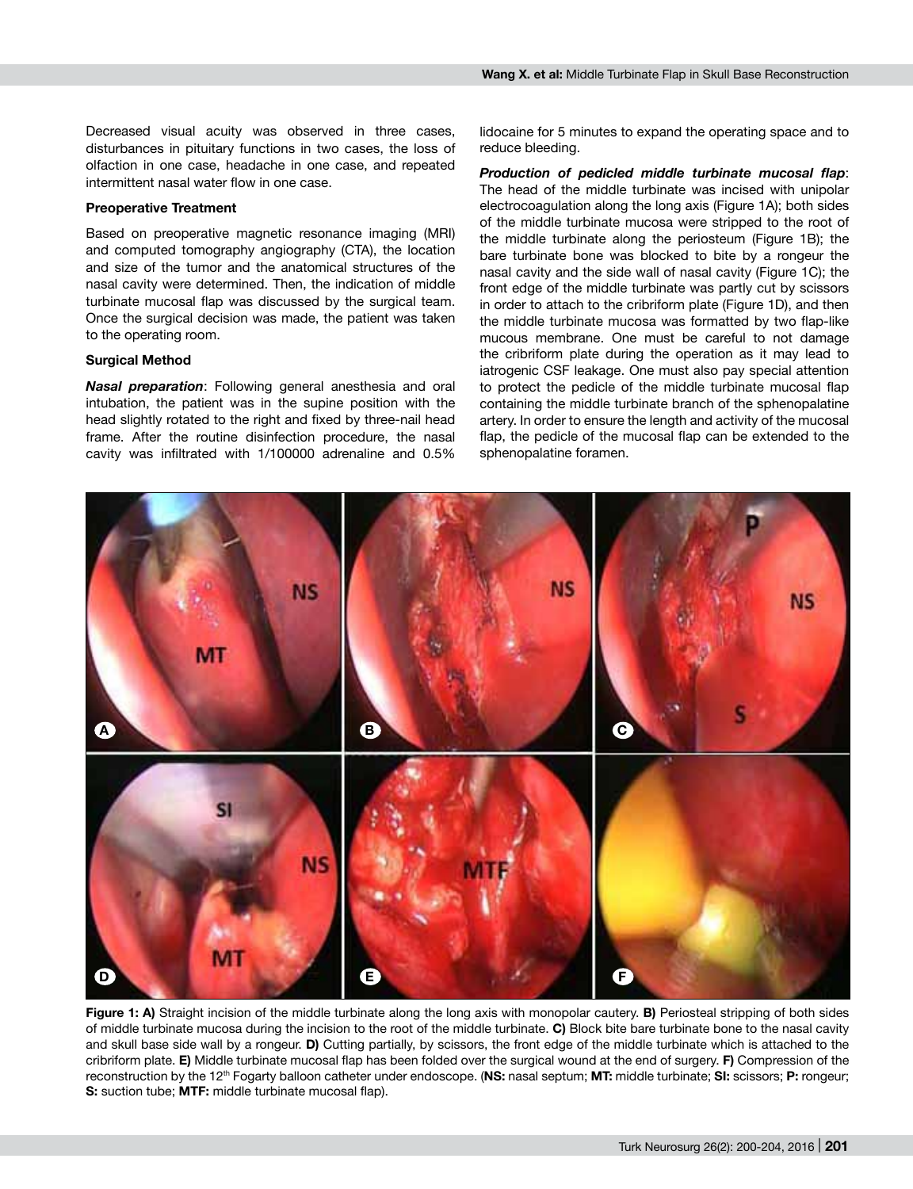Decreased visual acuity was observed in three cases, disturbances in pituitary functions in two cases, the loss of olfaction in one case, headache in one case, and repeated intermittent nasal water flow in one case.

**Preoperative Treatment**

Based on preoperative magnetic resonance imaging (MRI) and computed tomography angiography (CTA), the location and size of the tumor and the anatomical structures of the nasal cavity were determined. Then, the indication of middle turbinate mucosal flap was discussed by the surgical team. Once the surgical decision was made, the patient was taken to the operating room.

**Surgical Method**

***Nasal preparation***: Following general anesthesia and oral intubation, the patient was in the supine position with the head slightly rotated to the right and fixed by three-nail head frame. After the routine disinfection procedure, the nasal cavity was infiltrated with 1/100000 adrenaline and 0.5% lidocaine for 5 minutes to expand the operating space and to reduce bleeding.

***Production of pedicled middle turbinate mucosal flap***: The head of the middle turbinate was incised with unipolar electrocoagulation along the long axis (Figure 1A); both sides of the middle turbinate mucosa were stripped to the root of the middle turbinate along the periosteum (Figure 1B); the bare turbinate bone was blocked to bite by a rongeur the nasal cavity and the side wall of nasal cavity (Figure 1C); the front edge of the middle turbinate was partly cut by scissors in order to attach to the cribriform plate (Figure 1D), and then the middle turbinate mucosa was formatted by two flap-like mucous membrane. One must be careful to not damage the cribriform plate during the operation as it may lead to iatrogenic CSF leakage. One must also pay special attention to protect the pedicle of the middle turbinate mucosal flap containing the middle turbinate branch of the sphenopalatine artery. In order to ensure the length and activity of the mucosal flap, the pedicle of the mucosal flap can be extended to the sphenopalatine foramen.

**Figure 1: A)** Straight incision of the middle turbinate along the long axis with monopolar cautery. **B)** Periosteal stripping of both sides of middle turbinate mucosa during the incision to the root of the middle turbinate. **C)** Block bite bare turbinate bone to the nasal cavity and skull base side wall by a rongeur. **D)** Cutting partially, by scissors, the front edge of the middle turbinate which is attached to the cribriform plate. **E)** Middle turbinate mucosal flap has been folded over the surgical wound at the end of surgery. **F)** Compression of the reconstruction by the 12th Fogarty balloon catheter under endoscope. (**NS:** nasal septum; **MT:** middle turbinate; **SI:** scissors; **P:** rongeur; **S:** suction tube; **MTF:** middle turbinate mucosal flap).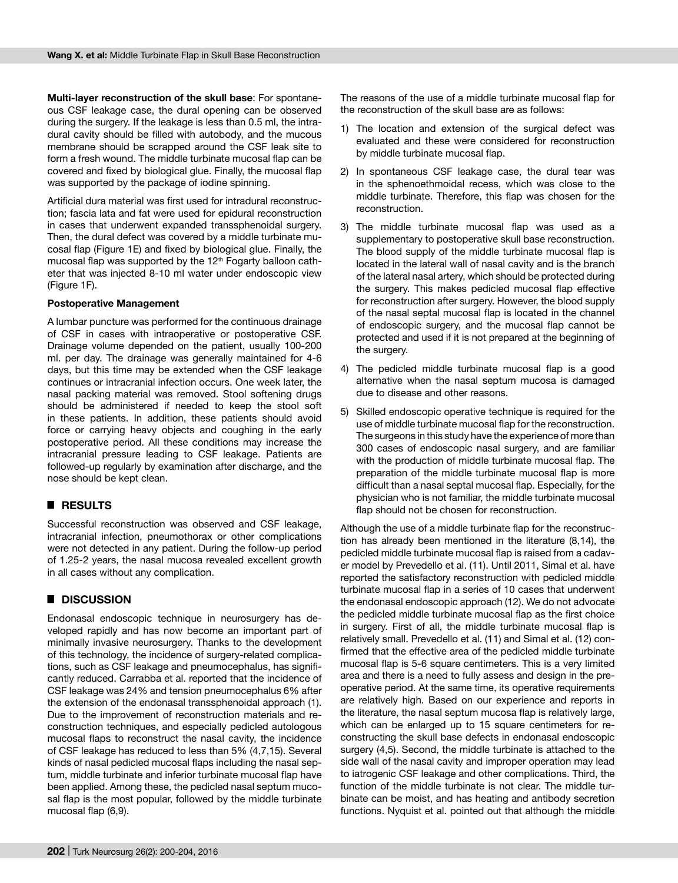**Multi-layer reconstruction of the skull base**: For spontaneous CSF leakage case, the dural opening can be observed during the surgery. If the leakage is less than 0.5 ml, the intradural cavity should be filled with autobody, and the mucous membrane should be scrapped around the CSF leak site to form a fresh wound. The middle turbinate mucosal flap can be covered and fixed by biological glue. Finally, the mucosal flap was supported by the package of iodine spinning.

Artificial dura material was first used for intradural reconstruction; fascia lata and fat were used for epidural reconstruction in cases that underwent expanded transsphenoidal surgery. Then, the dural defect was covered by a middle turbinate mucosal flap (Figure 1E) and fixed by biological glue. Finally, the mucosal flap was supported by the 12th Fogarty balloon catheter that was injected 8-10 ml water under endoscopic view (Figure 1F).

**Postoperative Management**

A lumbar puncture was performed for the continuous drainage of CSF in cases with intraoperative or postoperative CSF. Drainage volume depended on the patient, usually 100-200 ml. per day. The drainage was generally maintained for 4-6 days, but this time may be extended when the CSF leakage continues or intracranial infection occurs. One week later, the nasal packing material was removed. Stool softening drugs should be administered if needed to keep the stool soft in these patients. In addition, these patients should avoid force or carrying heavy objects and coughing in the early postoperative period. All these conditions may increase the intracranial pressure leading to CSF leakage. Patients are followed-up regularly by examination after discharge, and the nose should be kept clean.

## RESULTS

Successful reconstruction was observed and CSF leakage, intracranial infection, pneumothorax or other complications were not detected in any patient. During the follow-up period of 1.25-2 years, the nasal mucosa revealed excellent growth in all cases without any complication.

## DISCUSSION

Endonasal endoscopic technique in neurosurgery has developed rapidly and has now become an important part of minimally invasive neurosurgery. Thanks to the development of this technology, the incidence of surgery-related complications, such as CSF leakage and pneumocephalus, has significantly reduced. Carrabba et al. reported that the incidence of CSF leakage was 24% and tension pneumocephalus 6% after the extension of the endonasal transsphenoidal approach (1). Due to the improvement of reconstruction materials and reconstruction techniques, and especially pedicled autologous mucosal flaps to reconstruct the nasal cavity, the incidence of CSF leakage has reduced to less than 5% (4,7,15). Several kinds of nasal pedicled mucosal flaps including the nasal septum, middle turbinate and inferior turbinate mucosal flap have been applied. Among these, the pedicled nasal septum mucosal flap is the most popular, followed by the middle turbinate mucosal flap (6,9).

The reasons of the use of a middle turbinate mucosal flap for the reconstruction of the skull base are as follows:

1) The location and extension of the surgical defect was evaluated and these were considered for reconstruction by middle turbinate mucosal flap.
2) In spontaneous CSF leakage case, the dural tear was in the sphenoethmoidal recess, which was close to the middle turbinate. Therefore, this flap was chosen for the reconstruction.
3) The middle turbinate mucosal flap was used as a supplementary to postoperative skull base reconstruction. The blood supply of the middle turbinate mucosal flap is located in the lateral wall of nasal cavity and is the branch of the lateral nasal artery, which should be protected during the surgery. This makes pedicled mucosal flap effective for reconstruction after surgery. However, the blood supply of the nasal septal mucosal flap is located in the channel of endoscopic surgery, and the mucosal flap cannot be protected and used if it is not prepared at the beginning of the surgery.
4) The pedicled middle turbinate mucosal flap is a good alternative when the nasal septum mucosa is damaged due to disease and other reasons.
5) Skilled endoscopic operative technique is required for the use of middle turbinate mucosal flap for the reconstruction. The surgeons in this study have the experience of more than 300 cases of endoscopic nasal surgery, and are familiar with the production of middle turbinate mucosal flap. The preparation of the middle turbinate mucosal flap is more difficult than a nasal septal mucosal flap. Especially, for the physician who is not familiar, the middle turbinate mucosal flap should not be chosen for reconstruction.

Although the use of a middle turbinate flap for the reconstruction has already been mentioned in the literature (8,14), the pedicled middle turbinate mucosal flap is raised from a cadaver model by Prevedello et al. (11). Until 2011, Simal et al. have reported the satisfactory reconstruction with pedicled middle turbinate mucosal flap in a series of 10 cases that underwent the endonasal endoscopic approach (12). We do not advocate the pedicled middle turbinate mucosal flap as the first choice in surgery. First of all, the middle turbinate mucosal flap is relatively small. Prevedello et al. (11) and Simal et al. (12) confirmed that the effective area of the pedicled middle turbinate mucosal flap is 5-6 square centimeters. This is a very limited area and there is a need to fully assess and design in the preoperative period. At the same time, its operative requirements are relatively high. Based on our experience and reports in the literature, the nasal septum mucosa flap is relatively large, which can be enlarged up to 15 square centimeters for reconstructing the skull base defects in endonasal endoscopic surgery (4,5). Second, the middle turbinate is attached to the side wall of the nasal cavity and improper operation may lead to iatrogenic CSF leakage and other complications. Third, the function of the middle turbinate is not clear. The middle turbinate can be moist, and has heating and antibody secretion functions. Nyquist et al. pointed out that although the middle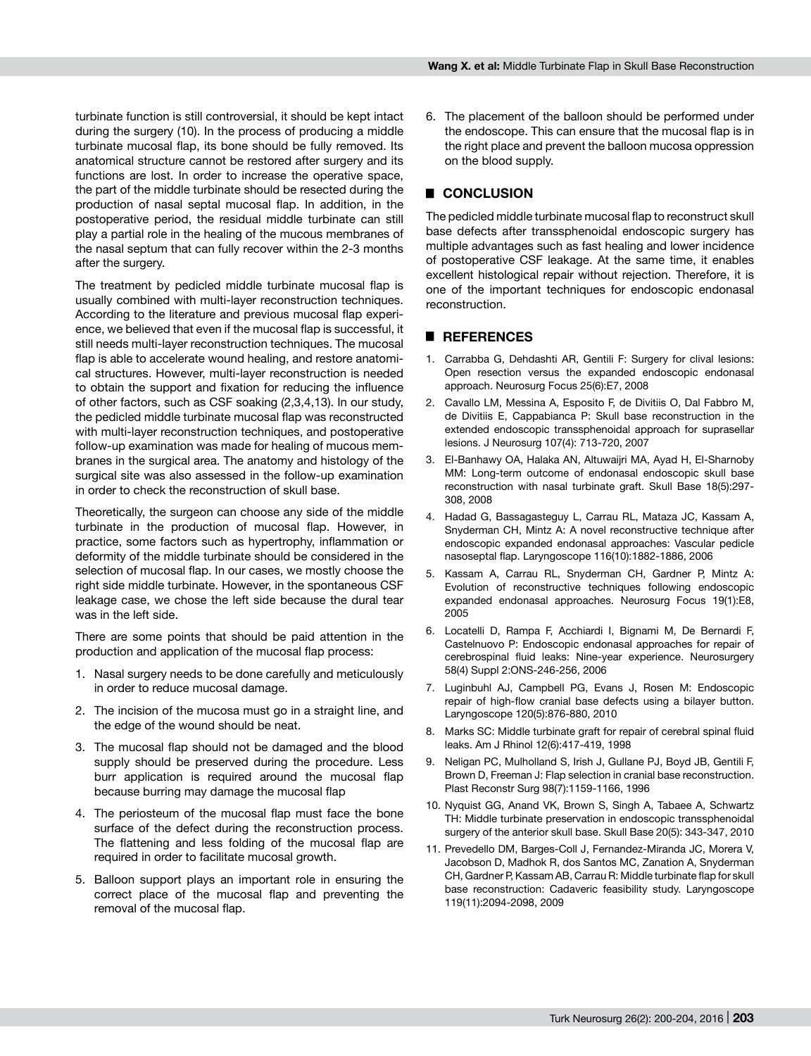turbinate function is still controversial, it should be kept intact during the surgery (10). In the process of producing a middle turbinate mucosal flap, its bone should be fully removed. Its anatomical structure cannot be restored after surgery and its functions are lost. In order to increase the operative space, the part of the middle turbinate should be resected during the production of nasal septal mucosal flap. In addition, in the postoperative period, the residual middle turbinate can still play a partial role in the healing of the mucous membranes of the nasal septum that can fully recover within the 2-3 months after the surgery.

The treatment by pedicled middle turbinate mucosal flap is usually combined with multi-layer reconstruction techniques. According to the literature and previous mucosal flap experience, we believed that even if the mucosal flap is successful, it still needs multi-layer reconstruction techniques. The mucosal flap is able to accelerate wound healing, and restore anatomical structures. However, multi-layer reconstruction is needed to obtain the support and fixation for reducing the influence of other factors, such as CSF soaking (2,3,4,13). In our study, the pedicled middle turbinate mucosal flap was reconstructed with multi-layer reconstruction techniques, and postoperative follow-up examination was made for healing of mucous membranes in the surgical area. The anatomy and histology of the surgical site was also assessed in the follow-up examination in order to check the reconstruction of skull base.

Theoretically, the surgeon can choose any side of the middle turbinate in the production of mucosal flap. However, in practice, some factors such as hypertrophy, inflammation or deformity of the middle turbinate should be considered in the selection of mucosal flap. In our cases, we mostly choose the right side middle turbinate. However, in the spontaneous CSF leakage case, we chose the left side because the dural tear was in the left side.

There are some points that should be paid attention in the production and application of the mucosal flap process:

1. Nasal surgery needs to be done carefully and meticulously in order to reduce mucosal damage.
2. The incision of the mucosa must go in a straight line, and the edge of the wound should be neat.
3. The mucosal flap should not be damaged and the blood supply should be preserved during the procedure. Less burr application is required around the mucosal flap because burring may damage the mucosal flap
4. The periosteum of the mucosal flap must face the bone surface of the defect during the reconstruction process. The flattening and less folding of the mucosal flap are required in order to facilitate mucosal growth.
5. Balloon support plays an important role in ensuring the correct place of the mucosal flap and preventing the removal of the mucosal flap.
6. The placement of the balloon should be performed under the endoscope. This can ensure that the mucosal flap is in the right place and prevent the balloon mucosa oppression on the blood supply.

## CONCLUSION

The pedicled middle turbinate mucosal flap to reconstruct skull base defects after transsphenoidal endoscopic surgery has multiple advantages such as fast healing and lower incidence of postoperative CSF leakage. At the same time, it enables excellent histological repair without rejection. Therefore, it is one of the important techniques for endoscopic endonasal reconstruction.

## REFERENCES

1. Carrabba G, Dehdashti AR, Gentili F: Surgery for clival lesions: Open resection versus the expanded endoscopic endonasal approach. Neurosurg Focus 25(6):E7, 2008
2. Cavallo LM, Messina A, Esposito F, de Divitiis O, Dal Fabbro M, de Divitiis E, Cappabianca P: Skull base reconstruction in the extended endoscopic transsphenoidal approach for suprasellar lesions. J Neurosurg 107(4): 713-720, 2007
3. El-Banhawy OA, Halaka AN, Altuwaijri MA, Ayad H, El-Sharnoby MM: Long-term outcome of endonasal endoscopic skull base reconstruction with nasal turbinate graft. Skull Base 18(5):297-308, 2008
4. Hadad G, Bassagasteguy L, Carrau RL, Mataza JC, Kassam A, Snyderman CH, Mintz A: A novel reconstructive technique after endoscopic expanded endonasal approaches: Vascular pedicle nasoseptal flap. Laryngoscope 116(10):1882-1886, 2006
5. Kassam A, Carrau RL, Snyderman CH, Gardner P, Mintz A: Evolution of reconstructive techniques following endoscopic expanded endonasal approaches. Neurosurg Focus 19(1):E8, 2005
6. Locatelli D, Rampa F, Acchiardi I, Bignami M, De Bernardi F, Castelnuovo P: Endoscopic endonasal approaches for repair of cerebrospinal fluid leaks: Nine-year experience. Neurosurgery 58(4) Suppl 2:ONS-246-256, 2006
7. Luginbuhl AJ, Campbell PG, Evans J, Rosen M: Endoscopic repair of high-flow cranial base defects using a bilayer button. Laryngoscope 120(5):876-880, 2010
8. Marks SC: Middle turbinate graft for repair of cerebral spinal fluid leaks. Am J Rhinol 12(6):417-419, 1998
9. Neligan PC, Mulholland S, Irish J, Gullane PJ, Boyd JB, Gentili F, Brown D, Freeman J: Flap selection in cranial base reconstruction. Plast Reconstr Surg 98(7):1159-1166, 1996
10. Nyquist GG, Anand VK, Brown S, Singh A, Tabaee A, Schwartz TH: Middle turbinate preservation in endoscopic transsphenoidal surgery of the anterior skull base. Skull Base 20(5): 343-347, 2010
11. Prevedello DM, Barges-Coll J, Fernandez-Miranda JC, Morera V, Jacobson D, Madhok R, dos Santos MC, Zanation A, Snyderman CH, Gardner P, Kassam AB, Carrau R: Middle turbinate flap for skull base reconstruction: Cadaveric feasibility study. Laryngoscope 119(11):2094-2098, 2009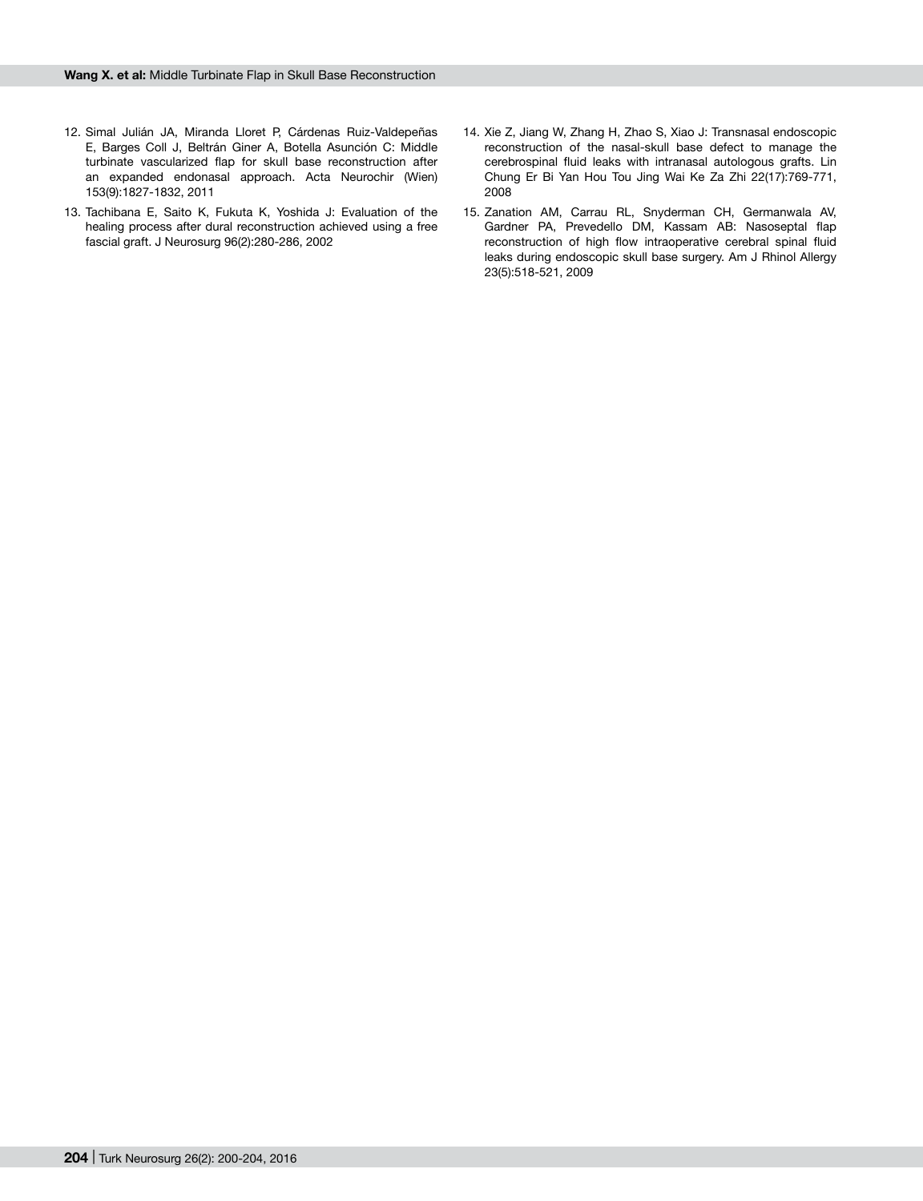12. Simal Julián JA, Miranda Lloret P, Cárdenas Ruiz-Valdepeñas E, Barges Coll J, Beltrán Giner A, Botella Asunción C: Middle turbinate vascularized flap for skull base reconstruction after an expanded endonasal approach. Acta Neurochir (Wien) 153(9):1827-1832, 2011
13. Tachibana E, Saito K, Fukuta K, Yoshida J: Evaluation of the healing process after dural reconstruction achieved using a free fascial graft. J Neurosurg 96(2):280-286, 2002
14. Xie Z, Jiang W, Zhang H, Zhao S, Xiao J: Transnasal endoscopic reconstruction of the nasal-skull base defect to manage the cerebrospinal fluid leaks with intranasal autologous grafts. Lin Chung Er Bi Yan Hou Tou Jing Wai Ke Za Zhi 22(17):769-771, 2008
15. Zanation AM, Carrau RL, Snyderman CH, Germanwala AV, Gardner PA, Prevedello DM, Kassam AB: Nasoseptal flap reconstruction of high flow intraoperative cerebral spinal fluid leaks during endoscopic skull base surgery. Am J Rhinol Allergy 23(5):518-521, 2009